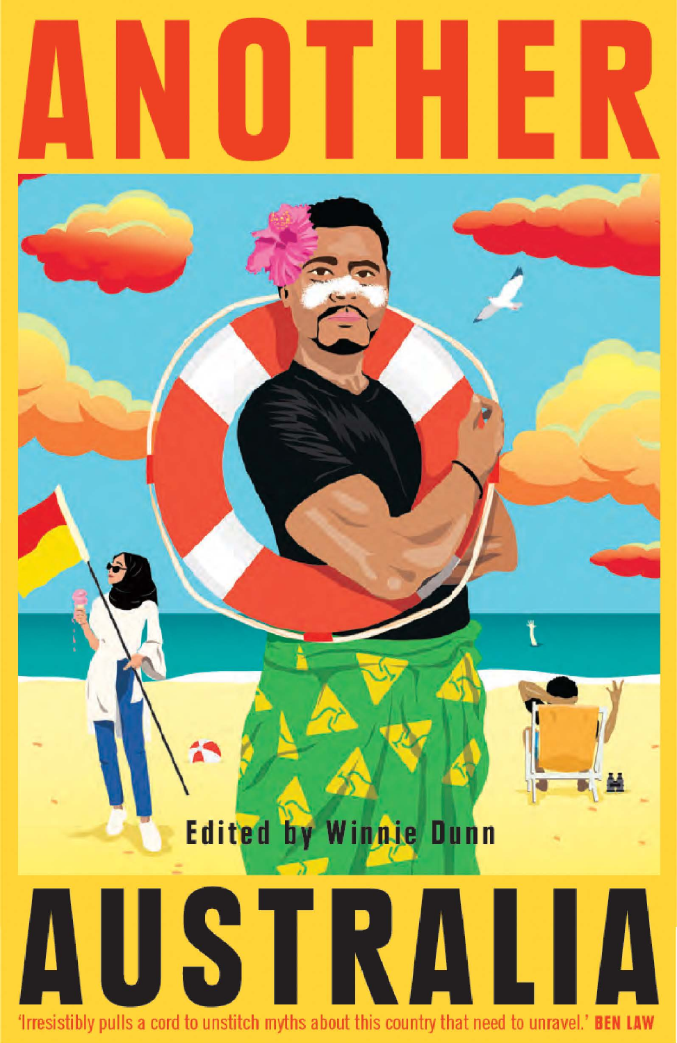# ANOTHER AUSTRALIA

Edited by Winnie Dunn

'Irresistibly pulls a cord to unstitch myths about this country that need to unravel.' **BEN LAW**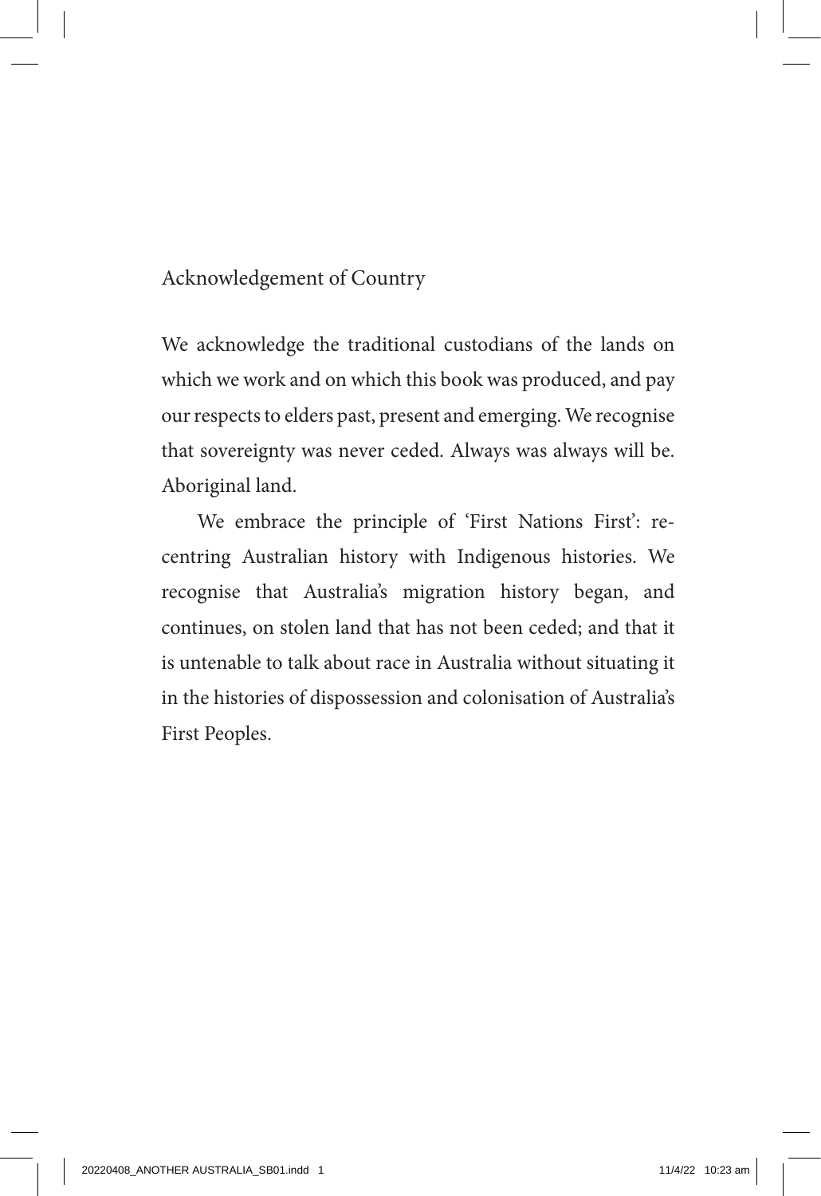## Acknowledgement of Country

We acknowledge the traditional custodians of the lands on which we work and on which this book was produced, and pay our respects to elders past, present and emerging. We recognise that sovereignty was never ceded. Always was always will be. Aboriginal land.

We embrace the principle of 'First Nations First': re-centring Australian history with Indigenous histories. We recognise that Australia's migration history began, and continues, on stolen land that has not been ceded; and that it is untenable to talk about race in Australia without situating it in the histories of dispossession and colonisation of Australia's First Peoples.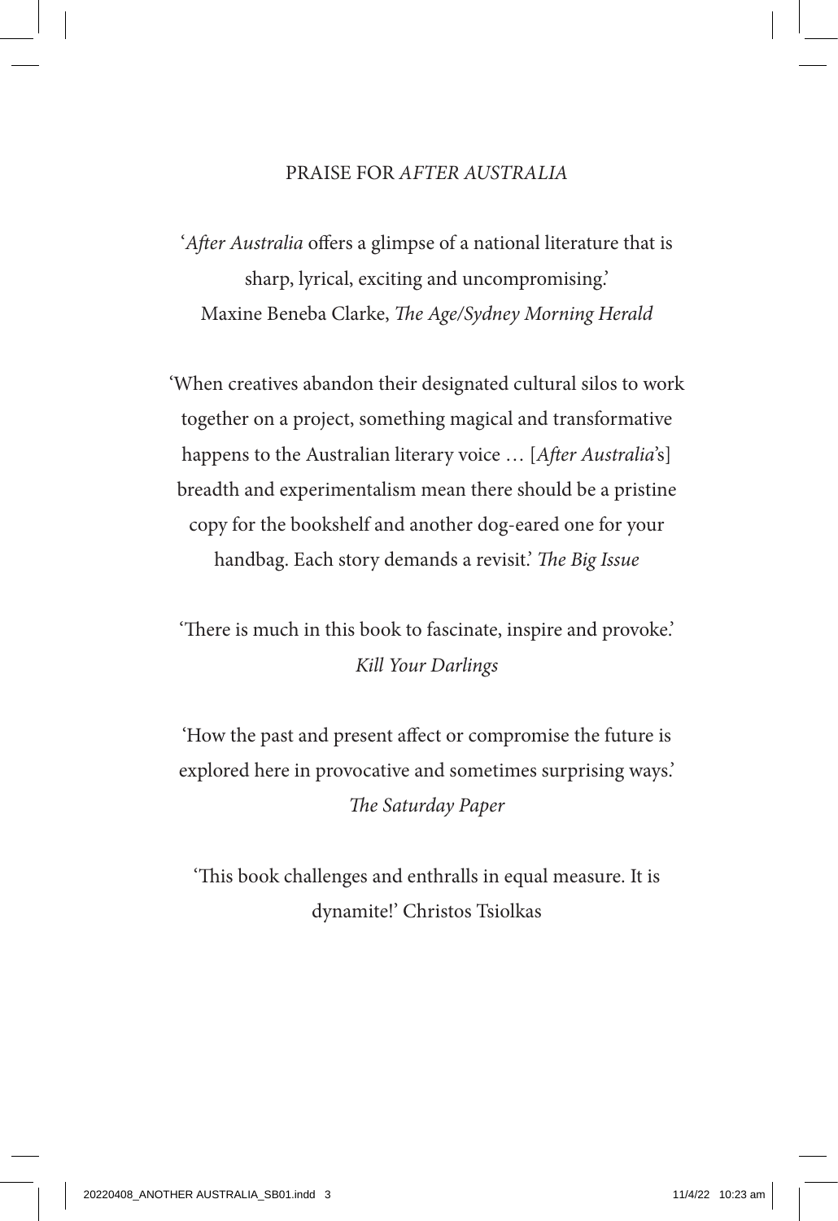PRAISE FOR *AFTER AUSTRALIA*

'*After Australia* offers a glimpse of a national literature that is sharp, lyrical, exciting and uncompromising.'
Maxine Beneba Clarke, *The Age/Sydney Morning Herald*

'When creatives abandon their designated cultural silos to work together on a project, something magical and transformative happens to the Australian literary voice … [*After Australia*'s] breadth and experimentalism mean there should be a pristine copy for the bookshelf and another dog-eared one for your handbag. Each story demands a revisit.' *The Big Issue*

'There is much in this book to fascinate, inspire and provoke.'
*Kill Your Darlings*

'How the past and present affect or compromise the future is explored here in provocative and sometimes surprising ways.'
*The Saturday Paper*

'This book challenges and enthralls in equal measure. It is dynamite!' Christos Tsiolkas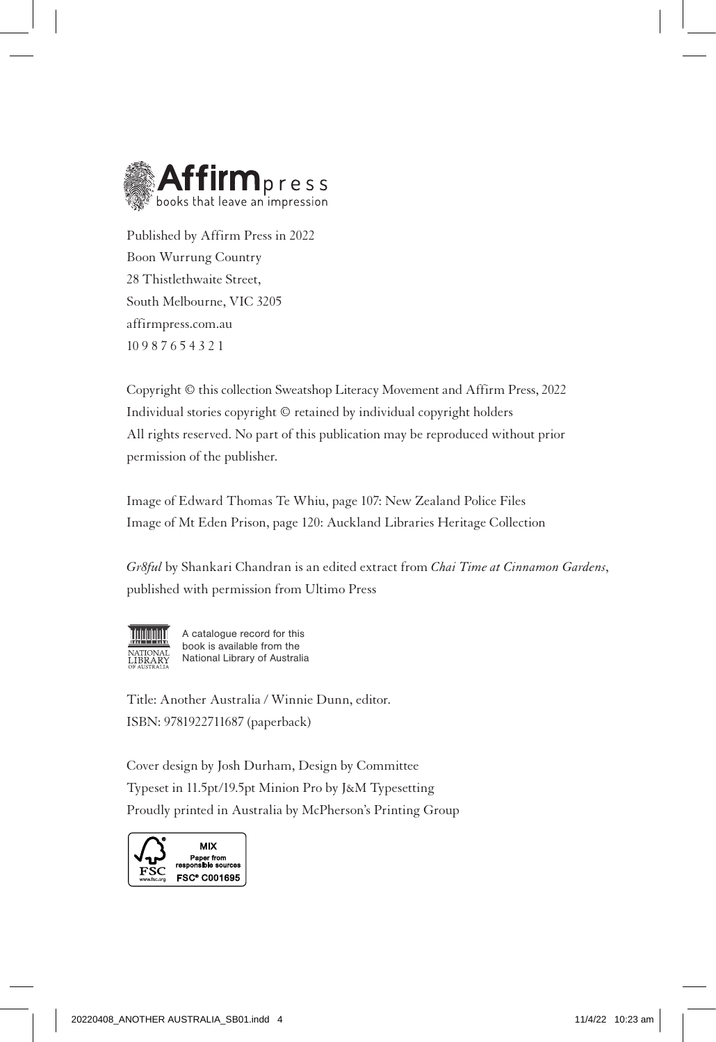Affirm press
books that leave an impression

Published by Affirm Press in 2022
Boon Wurrung Country
28 Thistlethwaite Street,
South Melbourne, VIC 3205
affirmpress.com.au
10 9 8 7 6 5 4 3 2 1

Copyright © this collection Sweatshop Literacy Movement and Affirm Press, 2022
Individual stories copyright © retained by individual copyright holders
All rights reserved. No part of this publication may be reproduced without prior permission of the publisher.

Image of Edward Thomas Te Whiu, page 107: New Zealand Police Files
Image of Mt Eden Prison, page 120: Auckland Libraries Heritage Collection

*Gr8ful* by Shankari Chandran is an edited extract from *Chai Time at Cinnamon Gardens*, published with permission from Ultimo Press

A catalogue record for this book is available from the National Library of Australia

Title: Another Australia / Winnie Dunn, editor.
ISBN: 9781922711687 (paperback)

Cover design by Josh Durham, Design by Committee
Typeset in 11.5pt/19.5pt Minion Pro by J&M Typesetting
Proudly printed in Australia by McPherson's Printing Group

MIX
Paper from responsible sources
FSC® C001695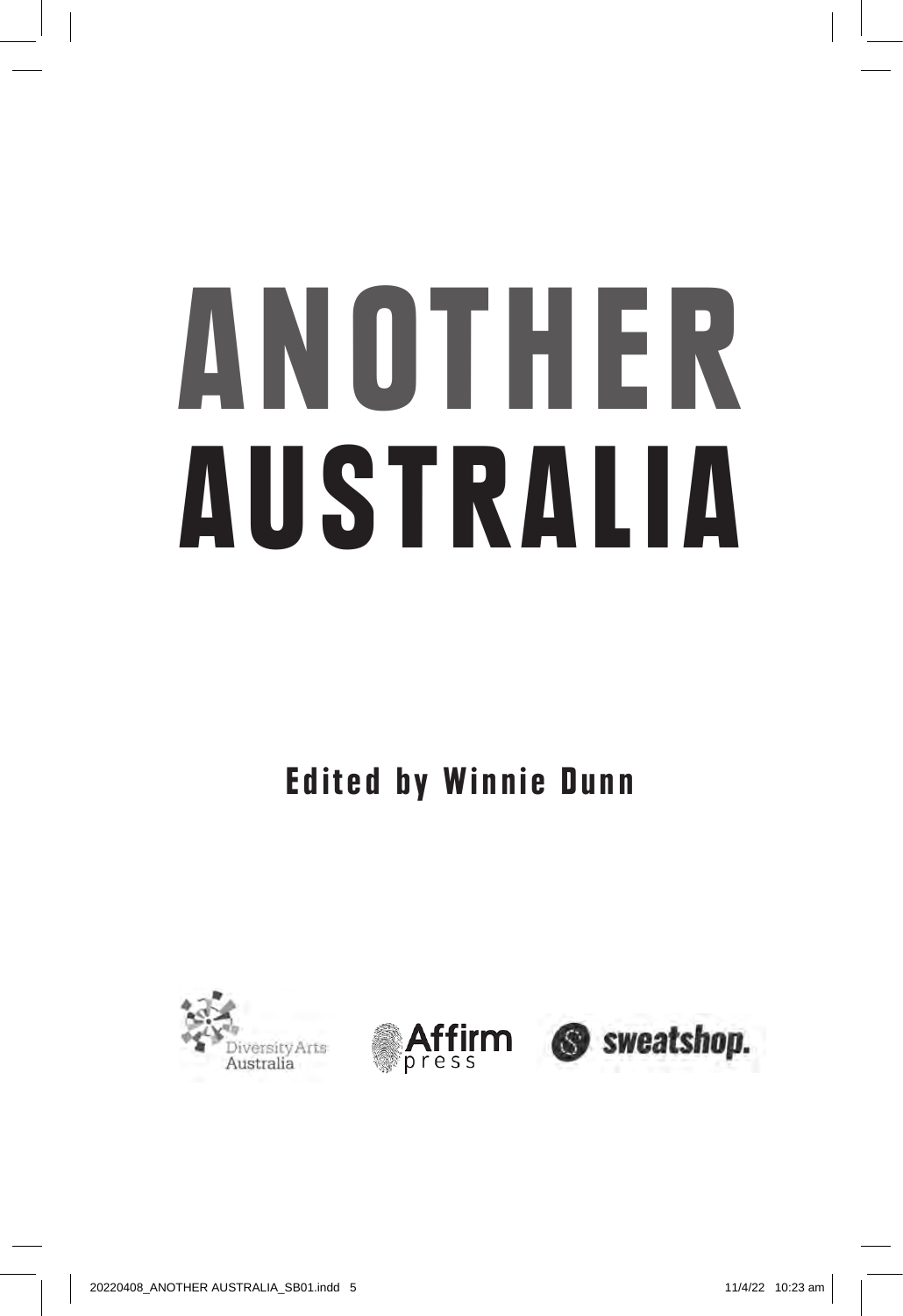# ANOTHER AUSTRALIA

**Edited by Winnie Dunn**

Diversity Arts Australia

Affirm press

sweatshop.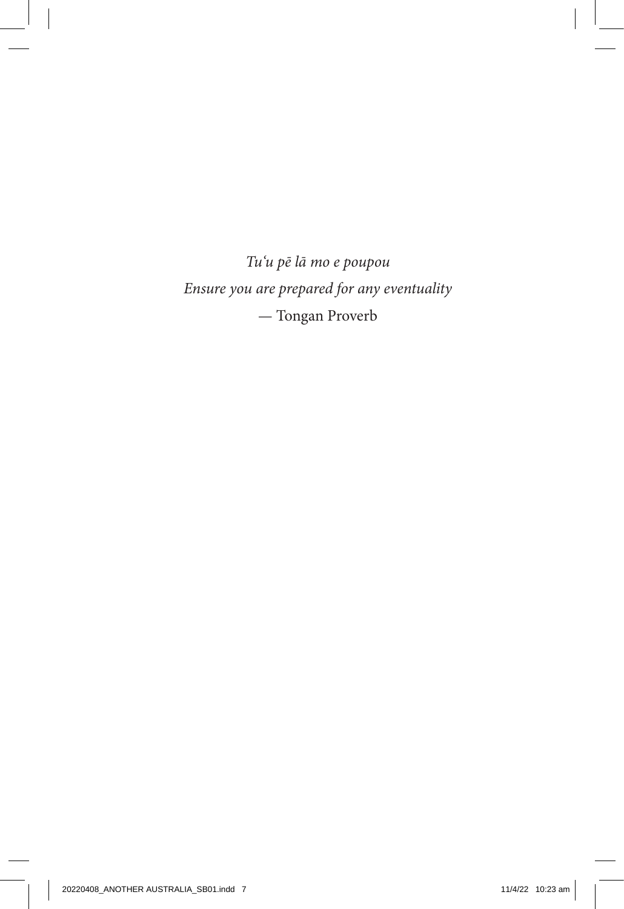*Tuʻu pē lā mo e poupou*
*Ensure you are prepared for any eventuality*
— Tongan Proverb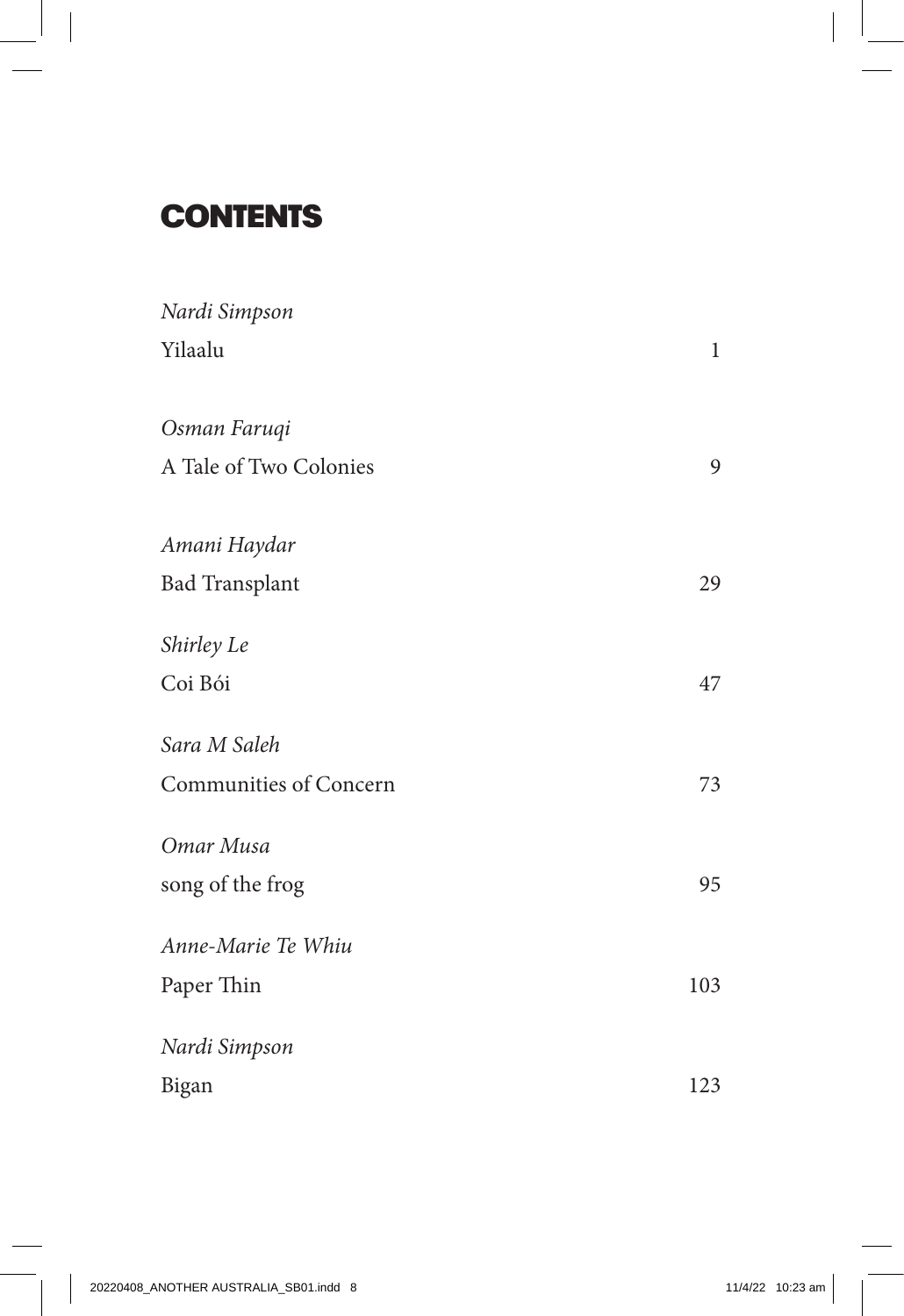# CONTENTS

*Nardi Simpson*
Yilaalu — 1

*Osman Faruqi*
A Tale of Two Colonies — 9

*Amani Haydar*
Bad Transplant — 29

*Shirley Le*
Coi Bói — 47

*Sara M Saleh*
Communities of Concern — 73

*Omar Musa*
song of the frog — 95

*Anne-Marie Te Whiu*
Paper Thin — 103

*Nardi Simpson*
Bigan — 123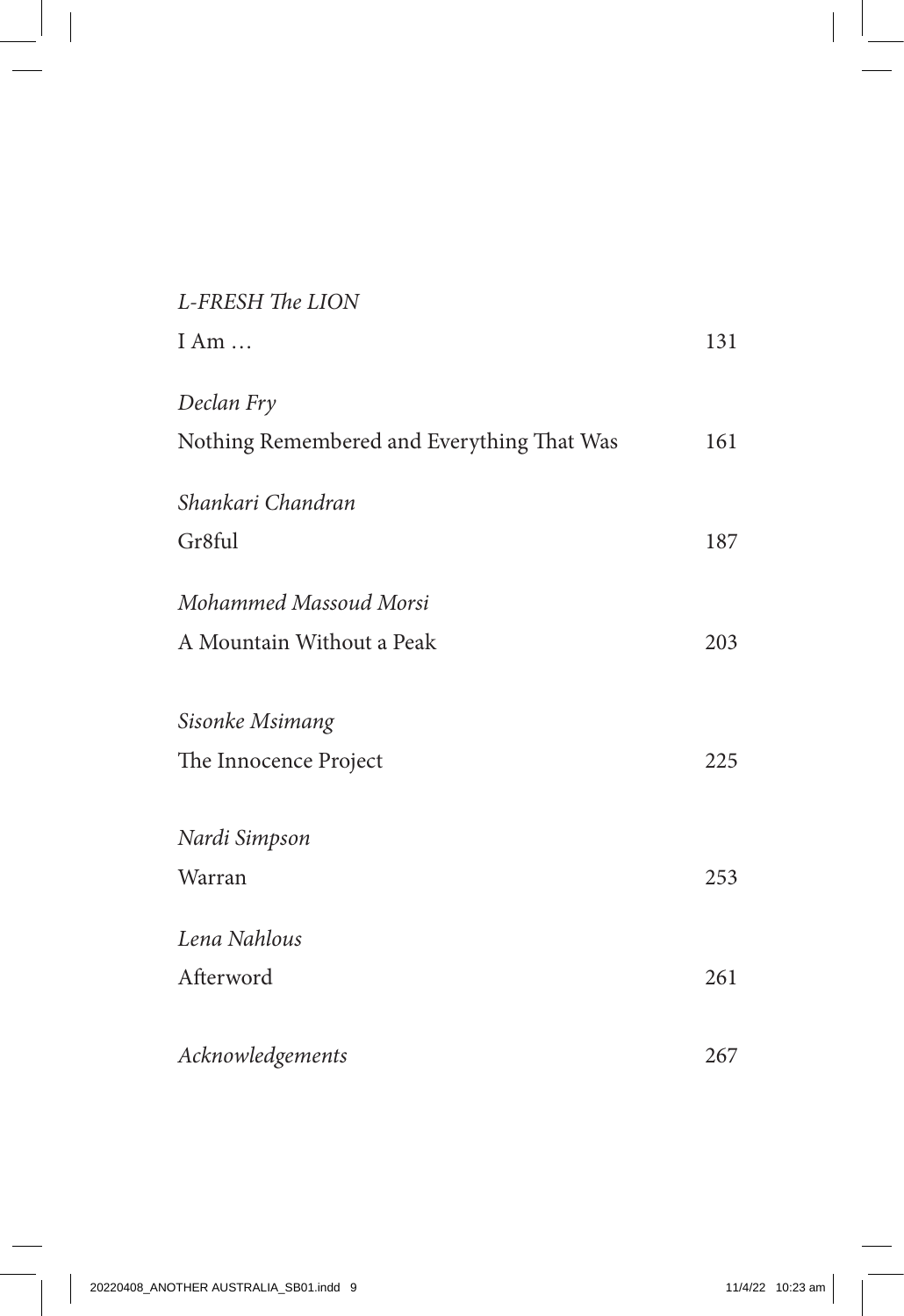*L-FRESH The LION*
I Am … 131

*Declan Fry*
Nothing Remembered and Everything That Was 161

*Shankari Chandran*
Gr8ful 187

*Mohammed Massoud Morsi*
A Mountain Without a Peak 203

*Sisonke Msimang*
The Innocence Project 225

*Nardi Simpson*
Warran 253

*Lena Nahlous*
Afterword 261

*Acknowledgements* 267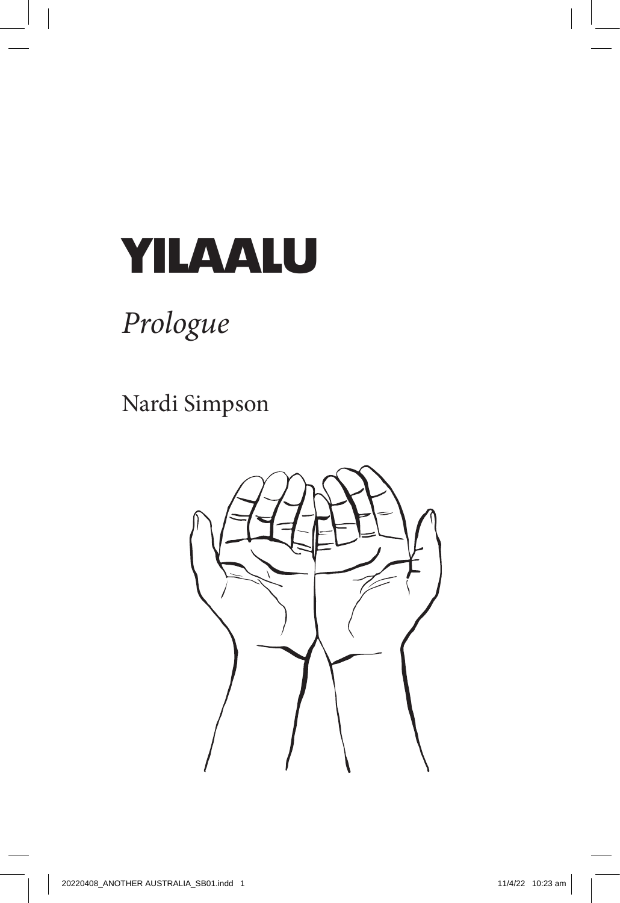# YILAALU

*Prologue*

Nardi Simpson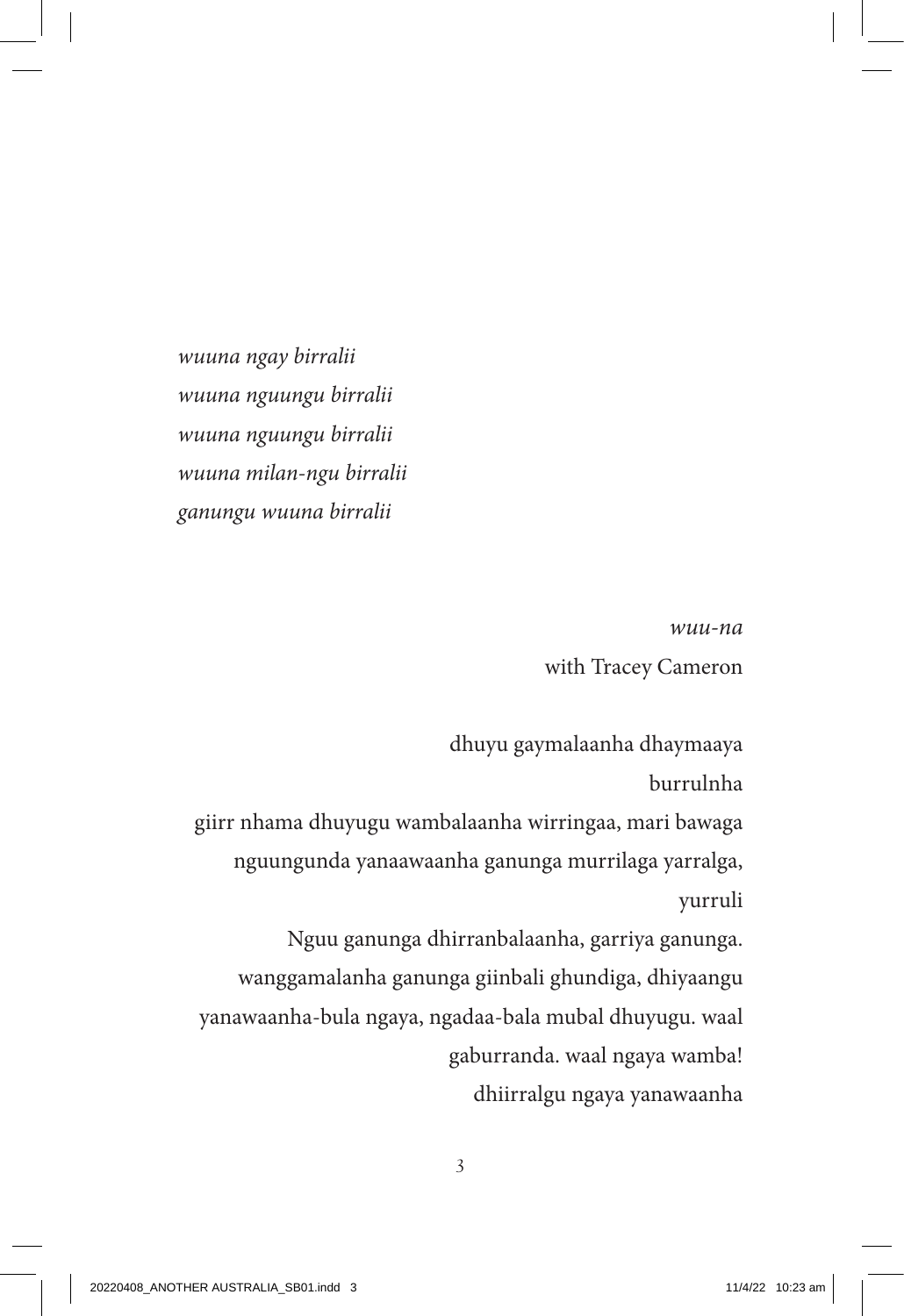*wuuna ngay birralii*
*wuuna nguungu birralii*
*wuuna nguungu birralii*
*wuuna milan-ngu birralii*
*ganungu wuuna birralii*

*wuu-na*
with Tracey Cameron

dhuyu gaymalaanha dhaymaaya
burrulnha
giirr nhama dhuyugu wambalaanha wirringaa, mari bawaga
nguungunda yanaawaanha ganunga murrilaga yarralga,
yurruli
Nguu ganunga dhirranbalaanha, garriya ganunga.
wanggamalanha ganunga giinbali ghundiga, dhiyaangu
yanawaanha-bula ngaya, ngadaa-bala mubal dhuyugu. waal
gaburranda. waal ngaya wamba!
dhiirralgu ngaya yanawaanha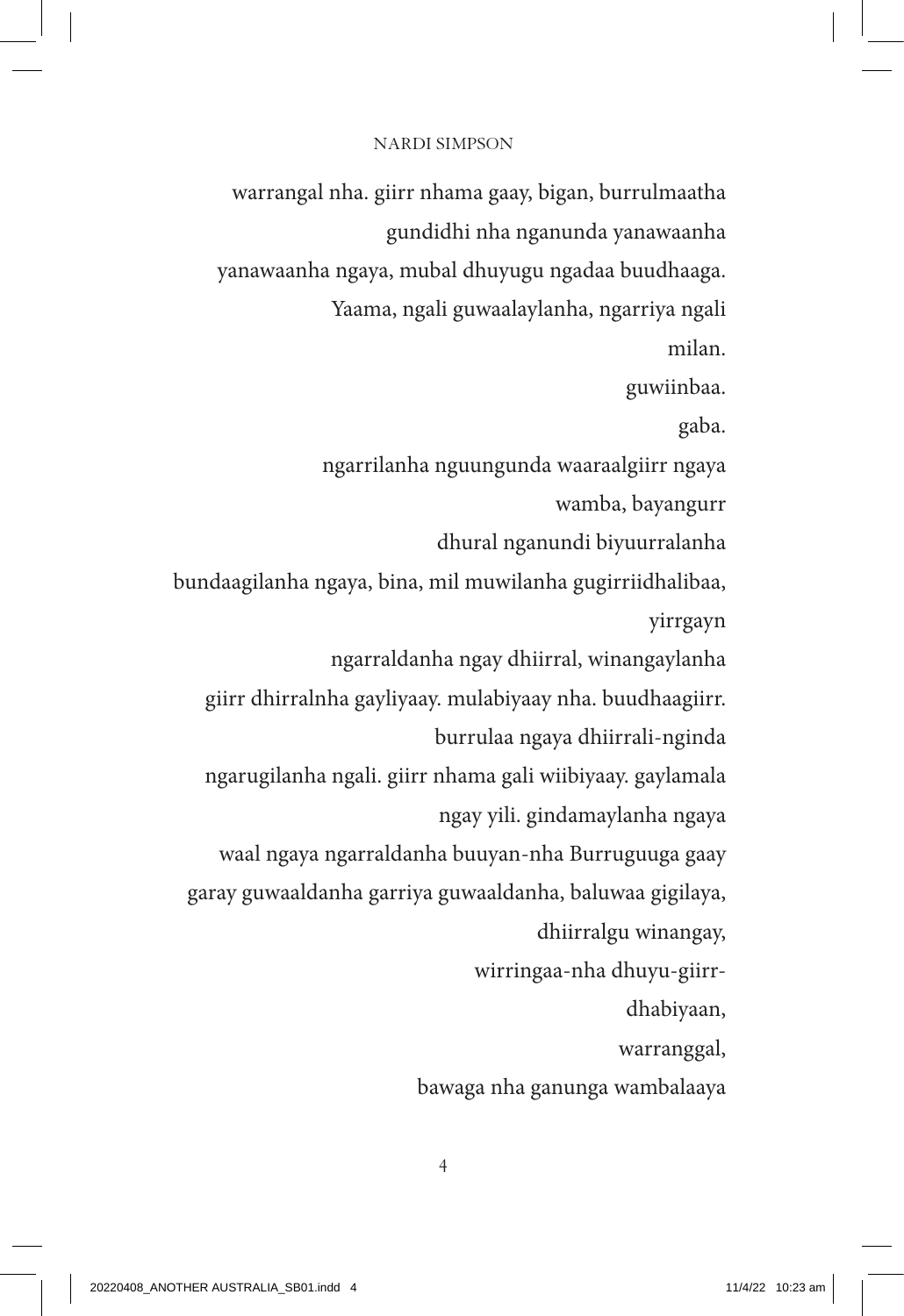warrangal nha. giirr nhama gaay, bigan, burrulmaatha
gundidhi nha nganunda yanawaanha
yanawaanha ngaya, mubal dhuyugu ngadaa buudhaaga.
Yaama, ngali guwaalaylanha, ngarriya ngali
milan.
guwiinbaa.
gaba.
ngarrilanha nguungunda waaraalgiirr ngaya
wamba, bayangurr
dhural nganundi biyuurralanha
bundaagilanha ngaya, bina, mil muwilanha gugirriidhalibaa,
yirrgayn
ngarraldanha ngay dhiirral, winangaylanha
giirr dhirralnha gayliyaay. mulabiyaay nha. buudhaagiirr.
burrulaa ngaya dhiirrali-nginda
ngarugilanha ngali. giirr nhama gali wiibiyaay. gaylamala
ngay yili. gindamaylanha ngaya
waal ngaya ngarraldanha buuyan-nha Burruguuga gaay
garay guwaaldanha garriya guwaaldanha, baluwaa gigilaya,
dhiirralgu winangay,
wirringaa-nha dhuyu-giirr-
dhabiyaan,
warranggal,
bawaga nha ganunga wambalaaya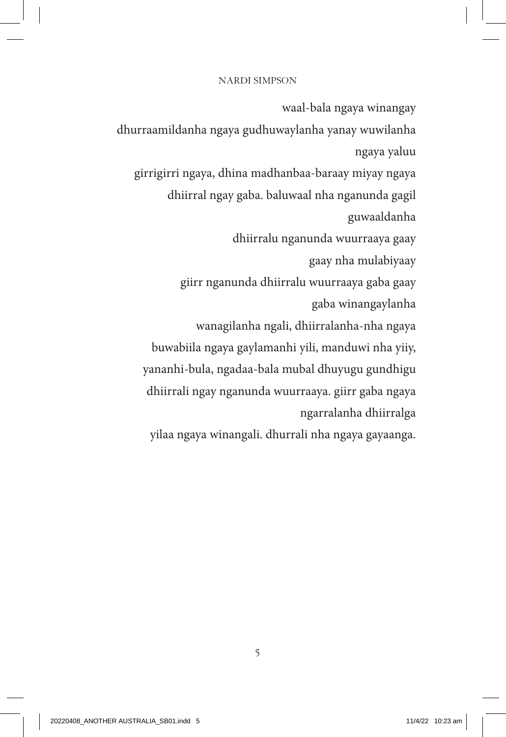waal-bala ngaya winangay

dhurraamildanha ngaya gudhuwaylanha yanay wuwilanha ngaya yaluu

girrigirri ngaya, dhina madhanbaa-baraay miyay ngaya

dhiirral ngay gaba. baluwaal nha nganunda gagil guwaaldanha

dhiirralu nganunda wuurraaya gaay

gaay nha mulabiyaay

giirr nganunda dhiirralu wuurraaya gaba gaay

gaba winangaylanha

wanagilanha ngali, dhiirralanha-nha ngaya

buwabiila ngaya gaylamanhi yili, manduwi nha yiiy,

yananhi-bula, ngadaa-bala mubal dhuyugu gundhigu

dhiirrali ngay nganunda wuurraaya. giirr gaba ngaya ngarralanha dhiirralga

yilaa ngaya winangali. dhurrali nha ngaya gayaanga.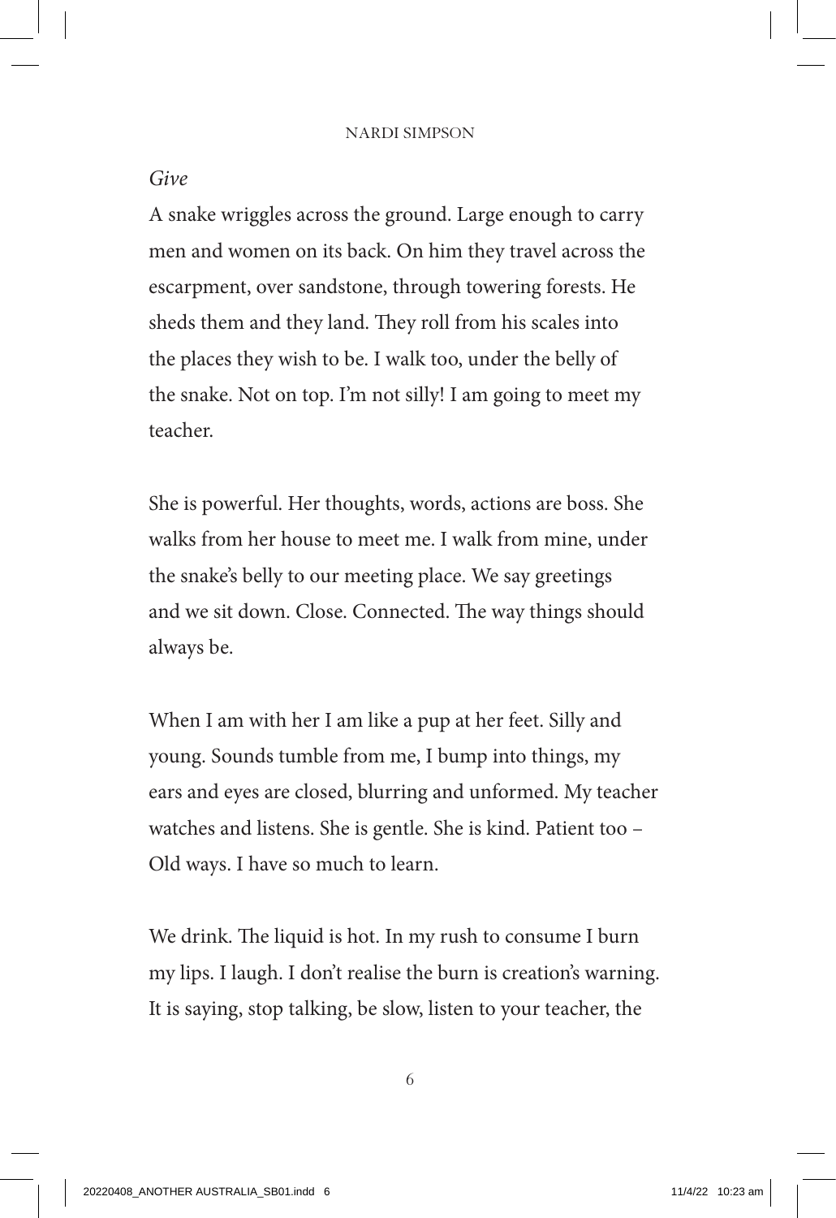*Give*

A snake wriggles across the ground. Large enough to carry men and women on its back. On him they travel across the escarpment, over sandstone, through towering forests. He sheds them and they land. They roll from his scales into the places they wish to be. I walk too, under the belly of the snake. Not on top. I'm not silly! I am going to meet my teacher.

She is powerful. Her thoughts, words, actions are boss. She walks from her house to meet me. I walk from mine, under the snake's belly to our meeting place. We say greetings and we sit down. Close. Connected. The way things should always be.

When I am with her I am like a pup at her feet. Silly and young. Sounds tumble from me, I bump into things, my ears and eyes are closed, blurring and unformed. My teacher watches and listens. She is gentle. She is kind. Patient too – Old ways. I have so much to learn.

We drink. The liquid is hot. In my rush to consume I burn my lips. I laugh. I don't realise the burn is creation's warning. It is saying, stop talking, be slow, listen to your teacher, the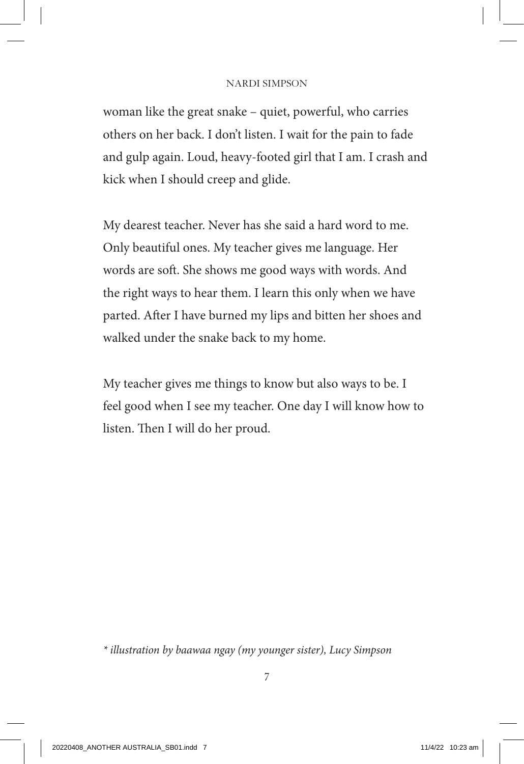woman like the great snake – quiet, powerful, who carries others on her back. I don't listen. I wait for the pain to fade and gulp again. Loud, heavy-footed girl that I am. I crash and kick when I should creep and glide.

My dearest teacher. Never has she said a hard word to me. Only beautiful ones. My teacher gives me language. Her words are soft. She shows me good ways with words. And the right ways to hear them. I learn this only when we have parted. After I have burned my lips and bitten her shoes and walked under the snake back to my home.

My teacher gives me things to know but also ways to be. I feel good when I see my teacher. One day I will know how to listen. Then I will do her proud.

*\* illustration by baawaa ngay (my younger sister), Lucy Simpson*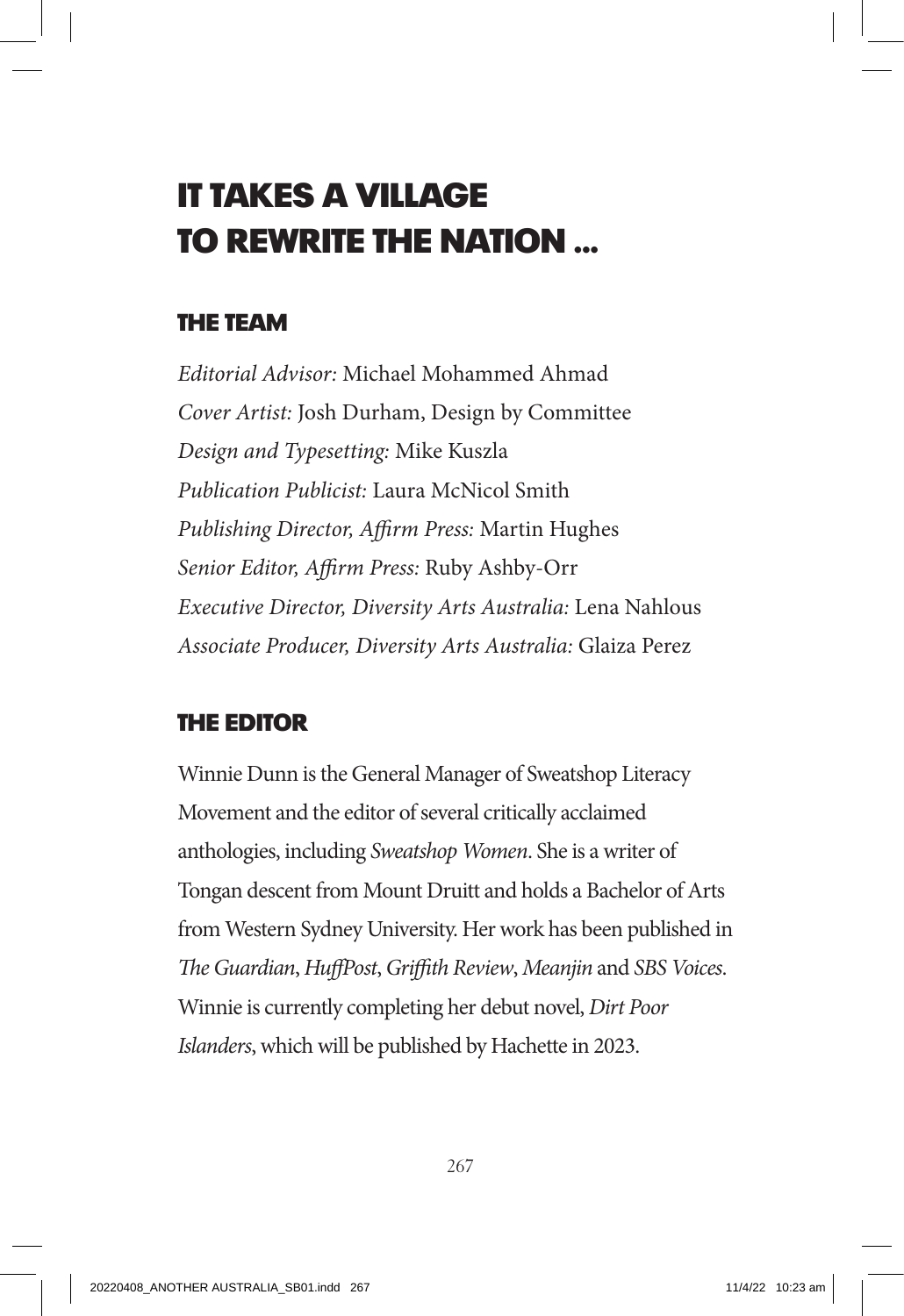# IT TAKES A VILLAGE TO REWRITE THE NATION ...

## THE TEAM

*Editorial Advisor:* Michael Mohammed Ahmad
*Cover Artist:* Josh Durham, Design by Committee
*Design and Typesetting:* Mike Kuszla
*Publication Publicist:* Laura McNicol Smith
*Publishing Director, Affirm Press:* Martin Hughes
*Senior Editor, Affirm Press:* Ruby Ashby-Orr
*Executive Director, Diversity Arts Australia:* Lena Nahlous
*Associate Producer, Diversity Arts Australia:* Glaiza Perez

## THE EDITOR

Winnie Dunn is the General Manager of Sweatshop Literacy Movement and the editor of several critically acclaimed anthologies, including *Sweatshop Women*. She is a writer of Tongan descent from Mount Druitt and holds a Bachelor of Arts from Western Sydney University. Her work has been published in *The Guardian*, *HuffPost*, *Griffith Review*, *Meanjin* and *SBS Voices*. Winnie is currently completing her debut novel, *Dirt Poor Islanders*, which will be published by Hachette in 2023.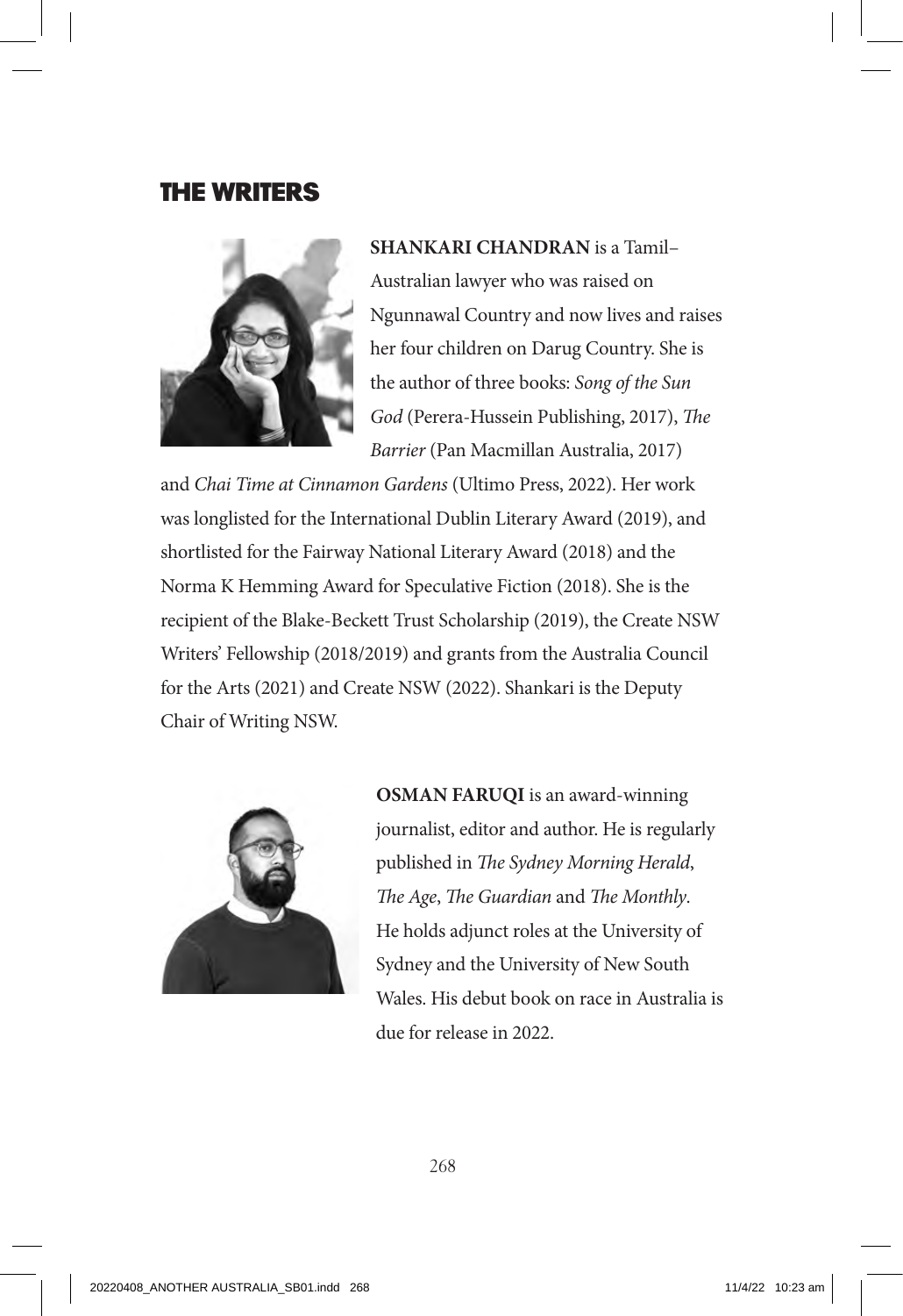# THE WRITERS

**SHANKARI CHANDRAN** is a Tamil–Australian lawyer who was raised on Ngunnawal Country and now lives and raises her four children on Darug Country. She is the author of three books: *Song of the Sun God* (Perera-Hussein Publishing, 2017), *The Barrier* (Pan Macmillan Australia, 2017) and *Chai Time at Cinnamon Gardens* (Ultimo Press, 2022). Her work was longlisted for the International Dublin Literary Award (2019), and shortlisted for the Fairway National Literary Award (2018) and the Norma K Hemming Award for Speculative Fiction (2018). She is the recipient of the Blake-Beckett Trust Scholarship (2019), the Create NSW Writers' Fellowship (2018/2019) and grants from the Australia Council for the Arts (2021) and Create NSW (2022). Shankari is the Deputy Chair of Writing NSW.

**OSMAN FARUQI** is an award-winning journalist, editor and author. He is regularly published in *The Sydney Morning Herald*, *The Age*, *The Guardian* and *The Monthly*. He holds adjunct roles at the University of Sydney and the University of New South Wales. His debut book on race in Australia is due for release in 2022.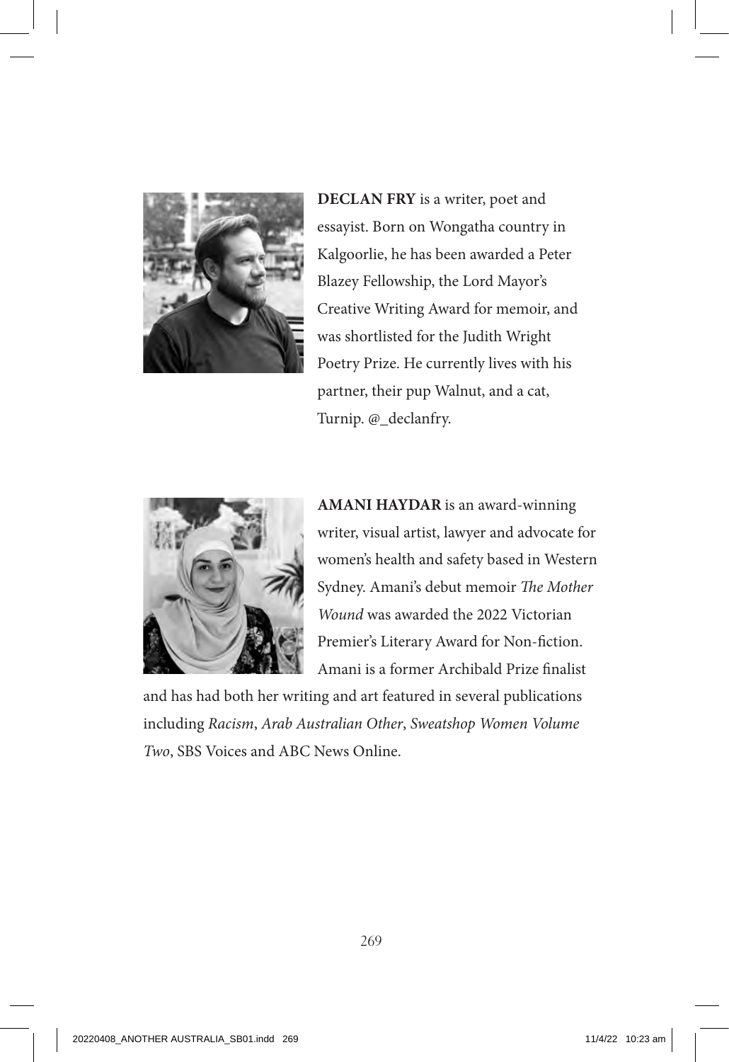**DECLAN FRY** is a writer, poet and essayist. Born on Wongatha country in Kalgoorlie, he has been awarded a Peter Blazey Fellowship, the Lord Mayor's Creative Writing Award for memoir, and was shortlisted for the Judith Wright Poetry Prize. He currently lives with his partner, their pup Walnut, and a cat, Turnip. @_declanfry.

**AMANI HAYDAR** is an award-winning writer, visual artist, lawyer and advocate for women's health and safety based in Western Sydney. Amani's debut memoir *The Mother Wound* was awarded the 2022 Victorian Premier's Literary Award for Non-fiction. Amani is a former Archibald Prize finalist and has had both her writing and art featured in several publications including *Racism*, *Arab Australian Other*, *Sweatshop Women Volume Two*, SBS Voices and ABC News Online.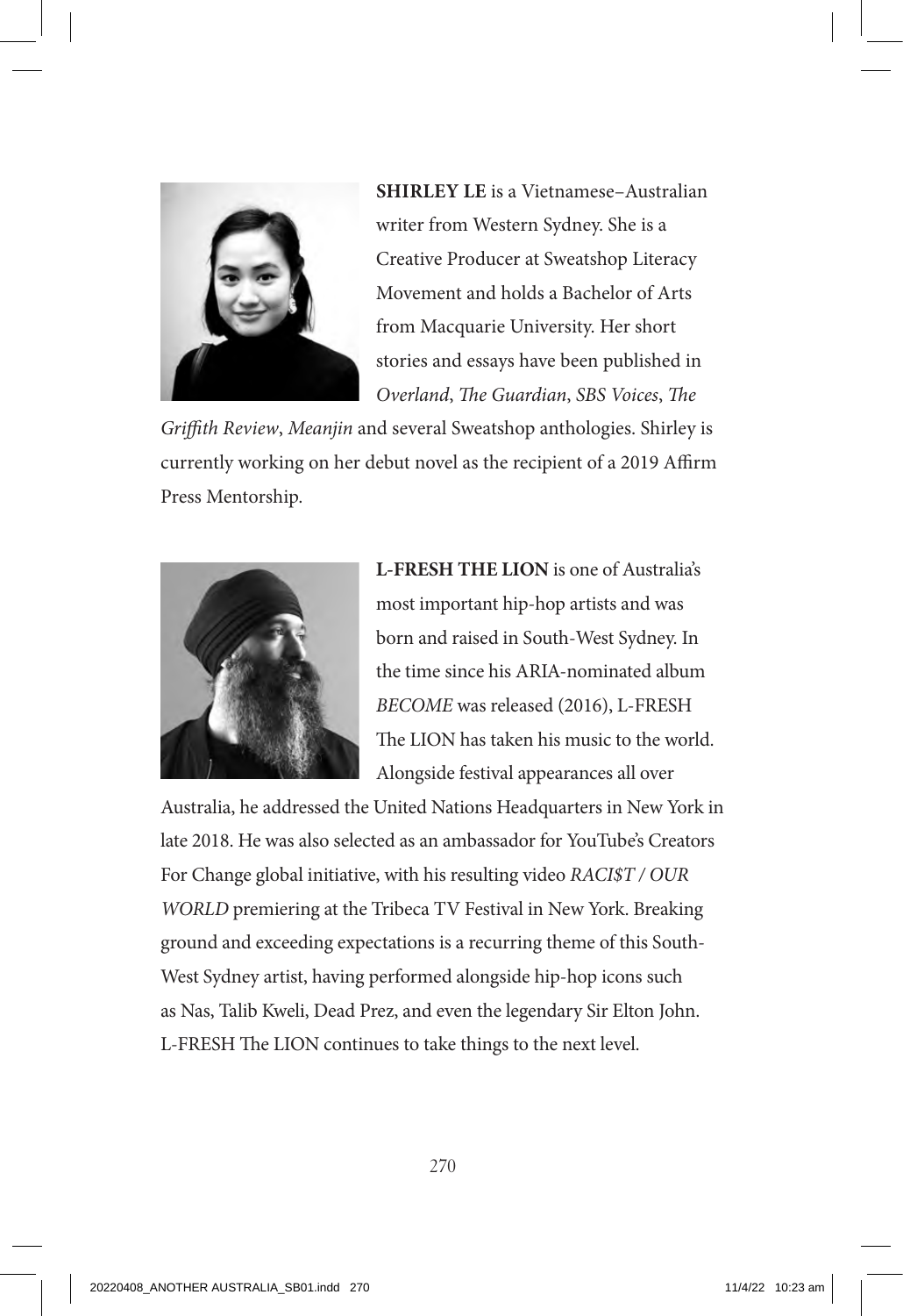**SHIRLEY LE** is a Vietnamese–Australian writer from Western Sydney. She is a Creative Producer at Sweatshop Literacy Movement and holds a Bachelor of Arts from Macquarie University. Her short stories and essays have been published in *Overland*, *The Guardian*, *SBS Voices*, *The Griffith Review*, *Meanjin* and several Sweatshop anthologies. Shirley is currently working on her debut novel as the recipient of a 2019 Affirm Press Mentorship.

**L-FRESH THE LION** is one of Australia's most important hip-hop artists and was born and raised in South-West Sydney. In the time since his ARIA-nominated album *BECOME* was released (2016), L-FRESH The LION has taken his music to the world. Alongside festival appearances all over Australia, he addressed the United Nations Headquarters in New York in late 2018. He was also selected as an ambassador for YouTube's Creators For Change global initiative, with his resulting video *RACI$T / OUR WORLD* premiering at the Tribeca TV Festival in New York. Breaking ground and exceeding expectations is a recurring theme of this South-West Sydney artist, having performed alongside hip-hop icons such as Nas, Talib Kweli, Dead Prez, and even the legendary Sir Elton John. L-FRESH The LION continues to take things to the next level.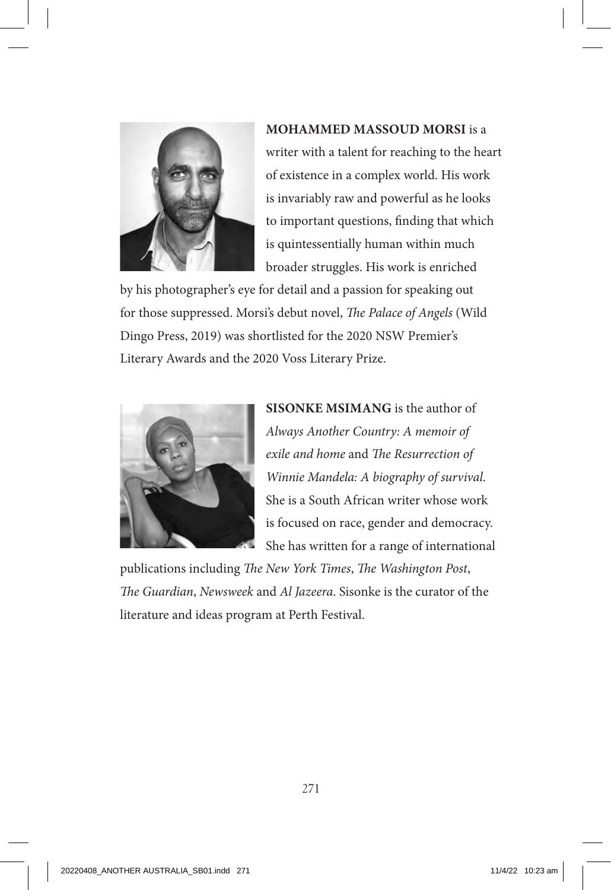**MOHAMMED MASSOUD MORSI** is a writer with a talent for reaching to the heart of existence in a complex world. His work is invariably raw and powerful as he looks to important questions, finding that which is quintessentially human within much broader struggles. His work is enriched by his photographer's eye for detail and a passion for speaking out for those suppressed. Morsi's debut novel, *The Palace of Angels* (Wild Dingo Press, 2019) was shortlisted for the 2020 NSW Premier's Literary Awards and the 2020 Voss Literary Prize.

**SISONKE MSIMANG** is the author of *Always Another Country: A memoir of exile and home* and *The Resurrection of Winnie Mandela: A biography of survival*. She is a South African writer whose work is focused on race, gender and democracy. She has written for a range of international publications including *The New York Times*, *The Washington Post*, *The Guardian*, *Newsweek* and *Al Jazeera*. Sisonke is the curator of the literature and ideas program at Perth Festival.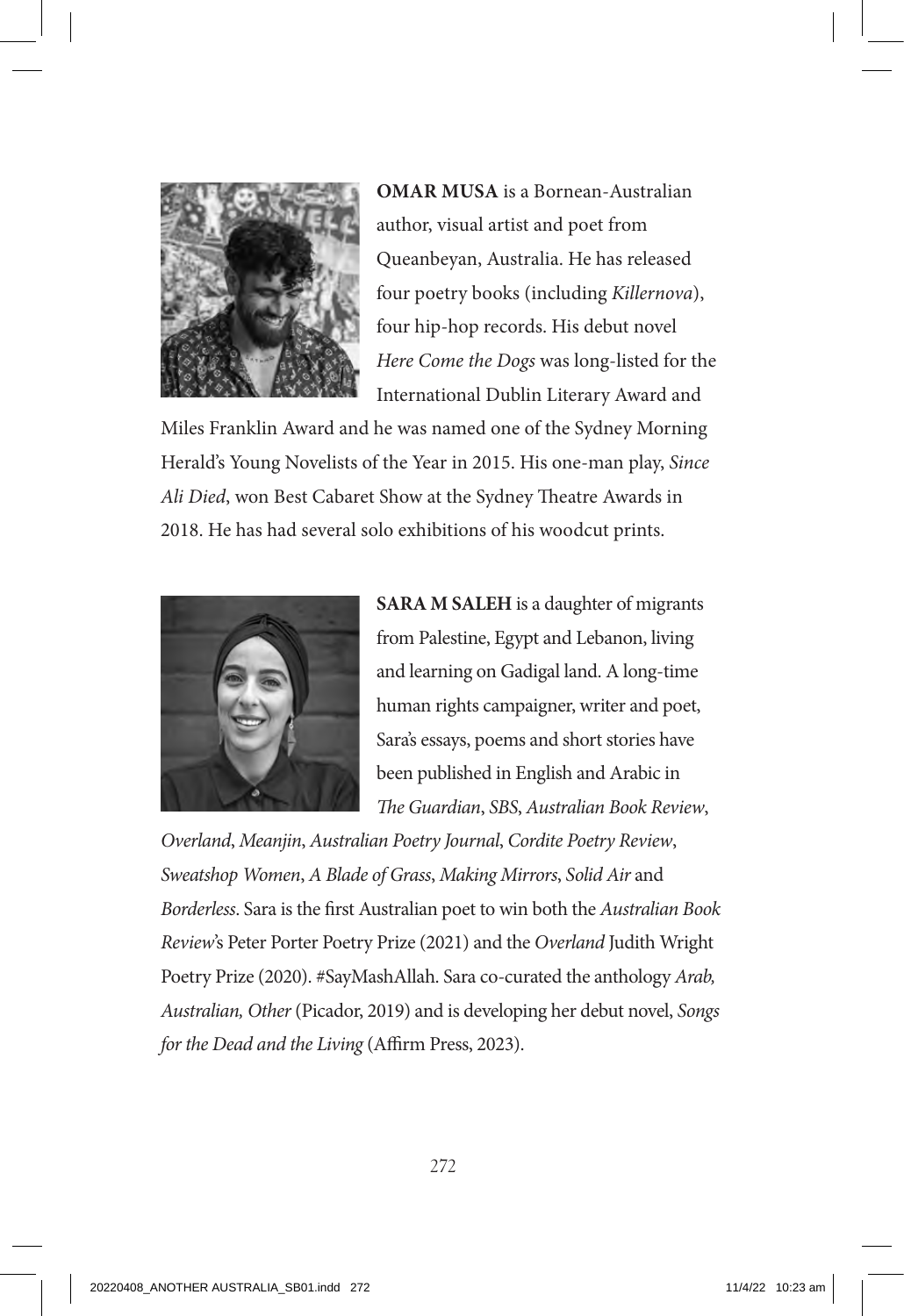**OMAR MUSA** is a Bornean-Australian author, visual artist and poet from Queanbeyan, Australia. He has released four poetry books (including *Killernova*), four hip-hop records. His debut novel *Here Come the Dogs* was long-listed for the International Dublin Literary Award and Miles Franklin Award and he was named one of the Sydney Morning Herald's Young Novelists of the Year in 2015. His one-man play, *Since Ali Died*, won Best Cabaret Show at the Sydney Theatre Awards in 2018. He has had several solo exhibitions of his woodcut prints.

**SARA M SALEH** is a daughter of migrants from Palestine, Egypt and Lebanon, living and learning on Gadigal land. A long-time human rights campaigner, writer and poet, Sara's essays, poems and short stories have been published in English and Arabic in *The Guardian*, *SBS*, *Australian Book Review*, *Overland*, *Meanjin*, *Australian Poetry Journal*, *Cordite Poetry Review*, *Sweatshop Women*, *A Blade of Grass*, *Making Mirrors*, *Solid Air* and *Borderless*. Sara is the first Australian poet to win both the *Australian Book Review*'s Peter Porter Poetry Prize (2021) and the *Overland* Judith Wright Poetry Prize (2020). #SayMashAllah. Sara co-curated the anthology *Arab, Australian, Other* (Picador, 2019) and is developing her debut novel, *Songs for the Dead and the Living* (Affirm Press, 2023).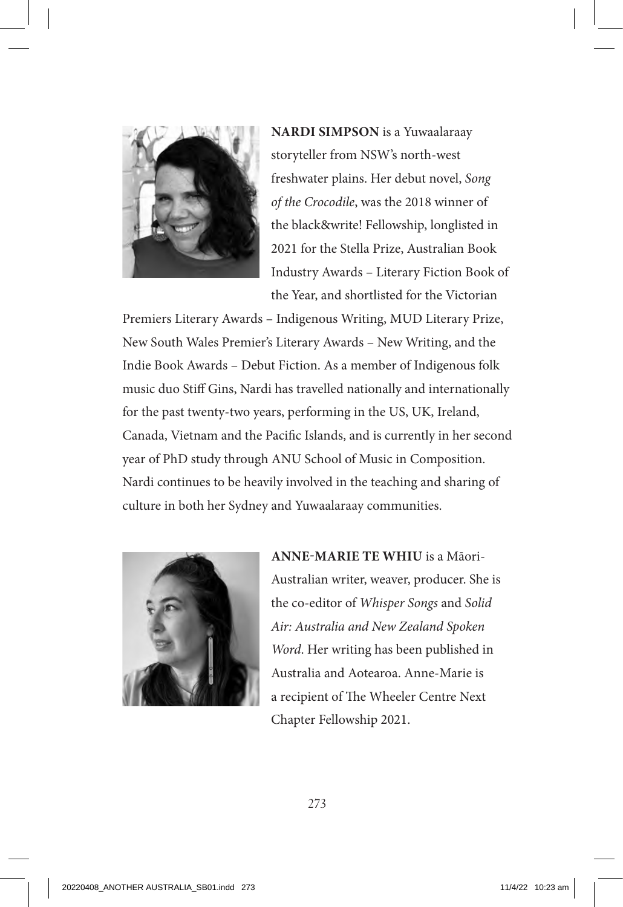**NARDI SIMPSON** is a Yuwaalaraay storyteller from NSW's north-west freshwater plains. Her debut novel, *Song of the Crocodile*, was the 2018 winner of the black&write! Fellowship, longlisted in 2021 for the Stella Prize, Australian Book Industry Awards – Literary Fiction Book of the Year, and shortlisted for the Victorian Premiers Literary Awards – Indigenous Writing, MUD Literary Prize, New South Wales Premier's Literary Awards – New Writing, and the Indie Book Awards – Debut Fiction. As a member of Indigenous folk music duo Stiff Gins, Nardi has travelled nationally and internationally for the past twenty-two years, performing in the US, UK, Ireland, Canada, Vietnam and the Pacific Islands, and is currently in her second year of PhD study through ANU School of Music in Composition. Nardi continues to be heavily involved in the teaching and sharing of culture in both her Sydney and Yuwaalaraay communities.

**ANNE-MARIE TE WHIU** is a Māori-Australian writer, weaver, producer. She is the co-editor of *Whisper Songs* and *Solid Air: Australia and New Zealand Spoken Word*. Her writing has been published in Australia and Aotearoa. Anne-Marie is a recipient of The Wheeler Centre Next Chapter Fellowship 2021.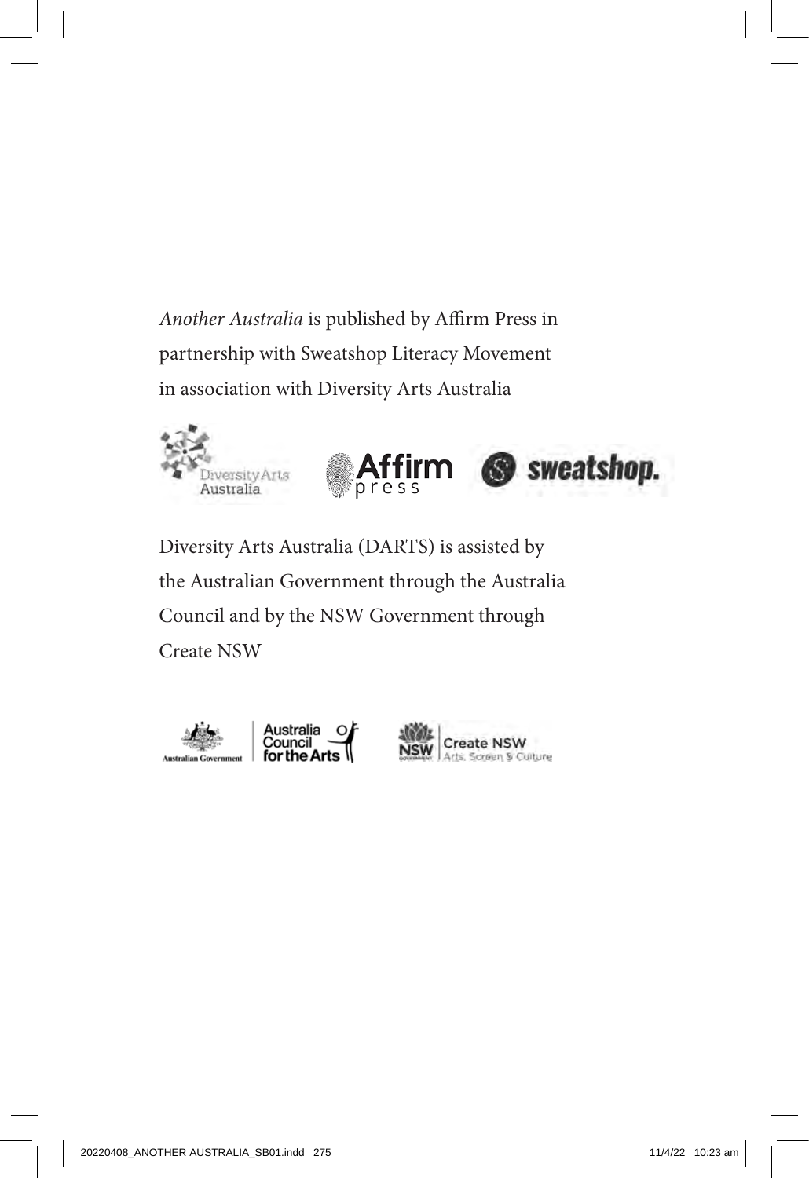*Another Australia* is published by Affirm Press in partnership with Sweatshop Literacy Movement in association with Diversity Arts Australia

Diversity Arts Australia (DARTS) is assisted by the Australian Government through the Australia Council and by the NSW Government through Create NSW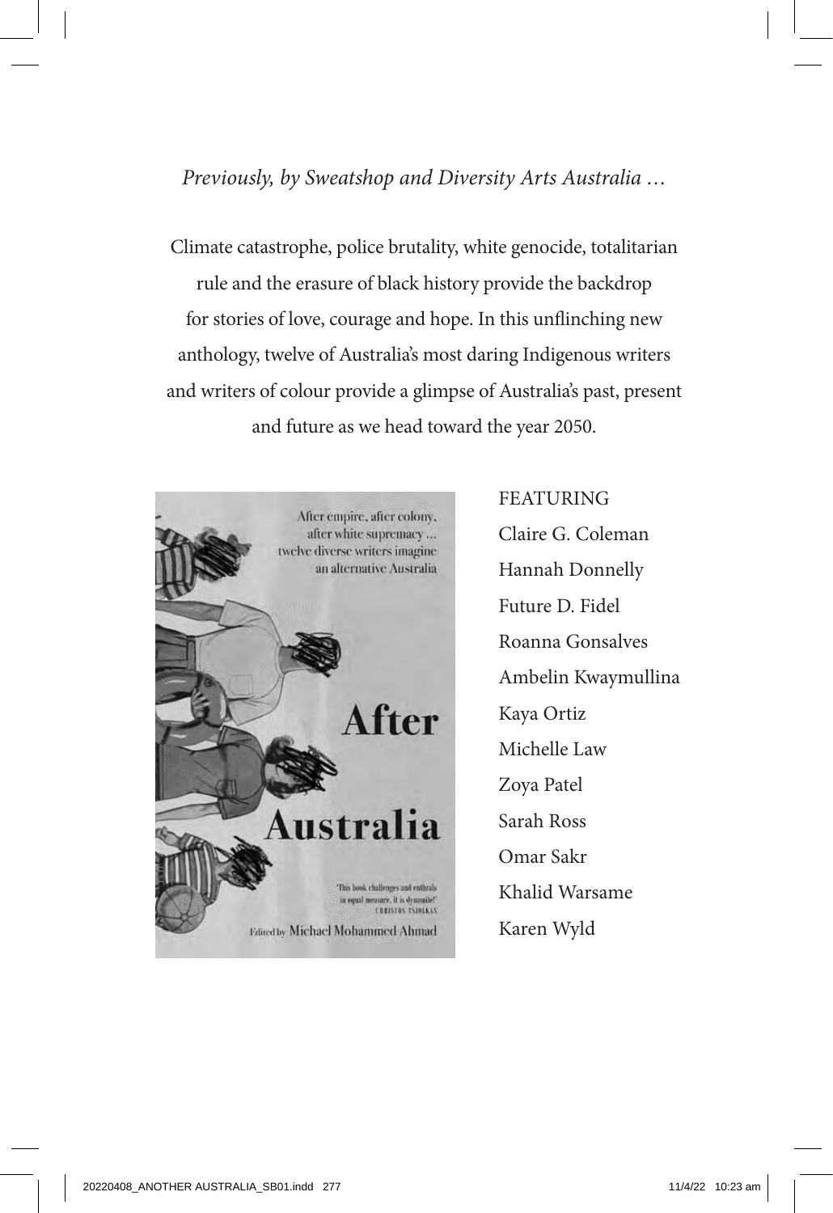*Previously, by Sweatshop and Diversity Arts Australia …*

Climate catastrophe, police brutality, white genocide, totalitarian rule and the erasure of black history provide the backdrop for stories of love, courage and hope. In this unflinching new anthology, twelve of Australia's most daring Indigenous writers and writers of colour provide a glimpse of Australia's past, present and future as we head toward the year 2050.

After empire, after colony, after white supremacy … twelve diverse writers imagine an alternative Australia

**After Australia**

'This book challenges and enthrals in equal measure. It is dynamite!' CHRISTOS TSIOLKAS

Edited by Michael Mohammed Ahmad

FEATURING

Claire G. Coleman
Hannah Donnelly
Future D. Fidel
Roanna Gonsalves
Ambelin Kwaymullina
Kaya Ortiz
Michelle Law
Zoya Patel
Sarah Ross
Omar Sakr
Khalid Warsame
Karen Wyld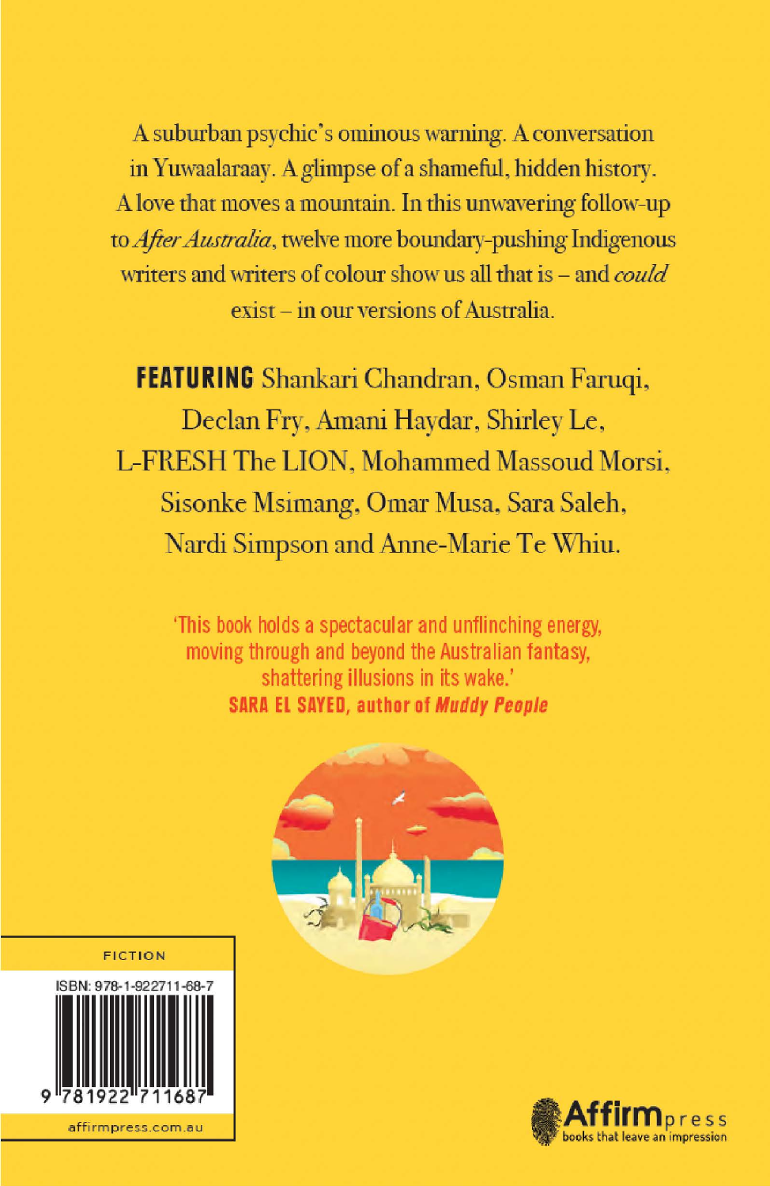A suburban psychic's ominous warning. A conversation in Yuwaalaraay. A glimpse of a shameful, hidden history. A love that moves a mountain. In this unwavering follow-up to *After Australia*, twelve more boundary-pushing Indigenous writers and writers of colour show us all that is – and *could* exist – in our versions of Australia.

**FEATURING** Shankari Chandran, Osman Faruqi, Declan Fry, Amani Haydar, Shirley Le, L-FRESH The LION, Mohammed Massoud Morsi, Sisonke Msimang, Omar Musa, Sara Saleh, Nardi Simpson and Anne-Marie Te Whiu.

'This book holds a spectacular and unflinching energy, moving through and beyond the Australian fantasy, shattering illusions in its wake.'
**SARA EL SAYED, author of *Muddy People***

FICTION

ISBN: 978-1-922711-68-7

9 781922 711687

affirmpress.com.au

Affirm press
books that leave an impression